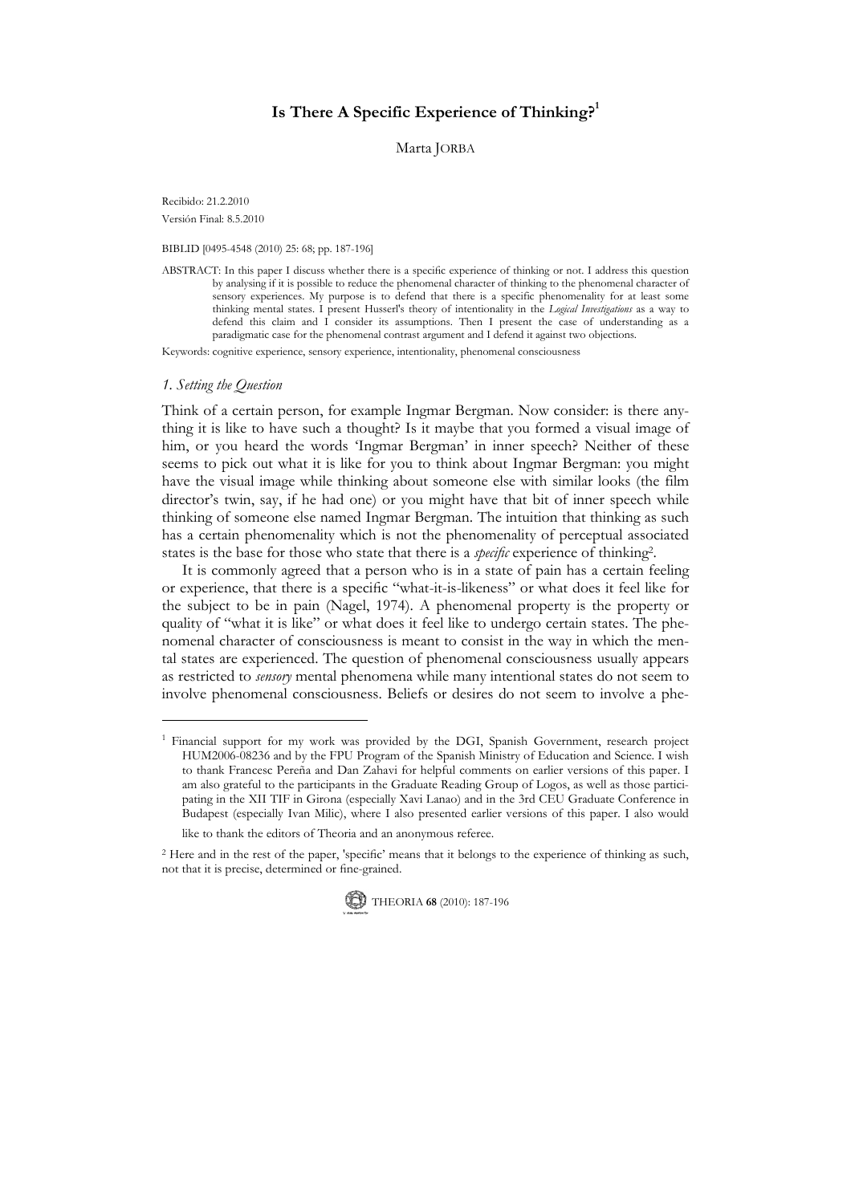# Is There A Specific Experience of Thinking?[1]

Marta JORBA

Recibido: 21.2.2010

Versión Final: 8.5.2010

BIBLID [0495-4548 (2010) 25: 68; pp. 187-196]

ABSTRACT: In this paper I discuss whether there is a specific experience of thinking or not. I address this question by analysing if it is possible to reduce the phenomenal character of thinking to the phenomenal character of sensory experiences. My purpose is to defend that there is a specific phenomenality for at least some thinking mental states. I present Husserl's theory of intentionality in the *Logical Investigations* as a way to defend this claim and I consider its assumptions. Then I present the case of understanding as a paradigmatic case for the phenomenal contrast argument and I defend it against two objections.

Keywords: cognitive experience, sensory experience, intentionality, phenomenal consciousness

## *1. Setting the Question*

Think of a certain person, for example Ingmar Bergman. Now consider: is there anything it is like to have such a thought? Is it maybe that you formed a visual image of him, or you heard the words 'Ingmar Bergman' in inner speech? Neither of these seems to pick out what it is like for you to think about Ingmar Bergman: you might have the visual image while thinking about someone else with similar looks (the film director's twin, say, if he had one) or you might have that bit of inner speech while thinking of someone else named Ingmar Bergman. The intuition that thinking as such has a certain phenomenality which is not the phenomenality of perceptual associated states is the base for those who state that there is a *specific* experience of thinking[2].

It is commonly agreed that a person who is in a state of pain has a certain feeling or experience, that there is a specific "what-it-is-likeness" or what does it feel like for the subject to be in pain (Nagel, 1974). A phenomenal property is the property or quality of "what it is like" or what does it feel like to undergo certain states. The phenomenal character of consciousness is meant to consist in the way in which the mental states are experienced. The question of phenomenal consciousness usually appears as restricted to *sensory* mental phenomena while many intentional states do not seem to involve phenomenal consciousness. Beliefs or desires do not seem to involve a phe-

---

[1] Financial support for my work was provided by the DGI, Spanish Government, research project HUM2006-08236 and by the FPU Program of the Spanish Ministry of Education and Science. I wish to thank Francesc Pereña and Dan Zahavi for helpful comments on earlier versions of this paper. I am also grateful to the participants in the Graduate Reading Group of Logos, as well as those participating in the XII TIF in Girona (especially Xavi Lanao) and in the 3rd CEU Graduate Conference in Budapest (especially Ivan Milic), where I also presented earlier versions of this paper. I also would like to thank the editors of Theoria and an anonymous referee.

[2] Here and in the rest of the paper, 'specific' means that it belongs to the experience of thinking as such, not that it is precise, determined or fine-grained.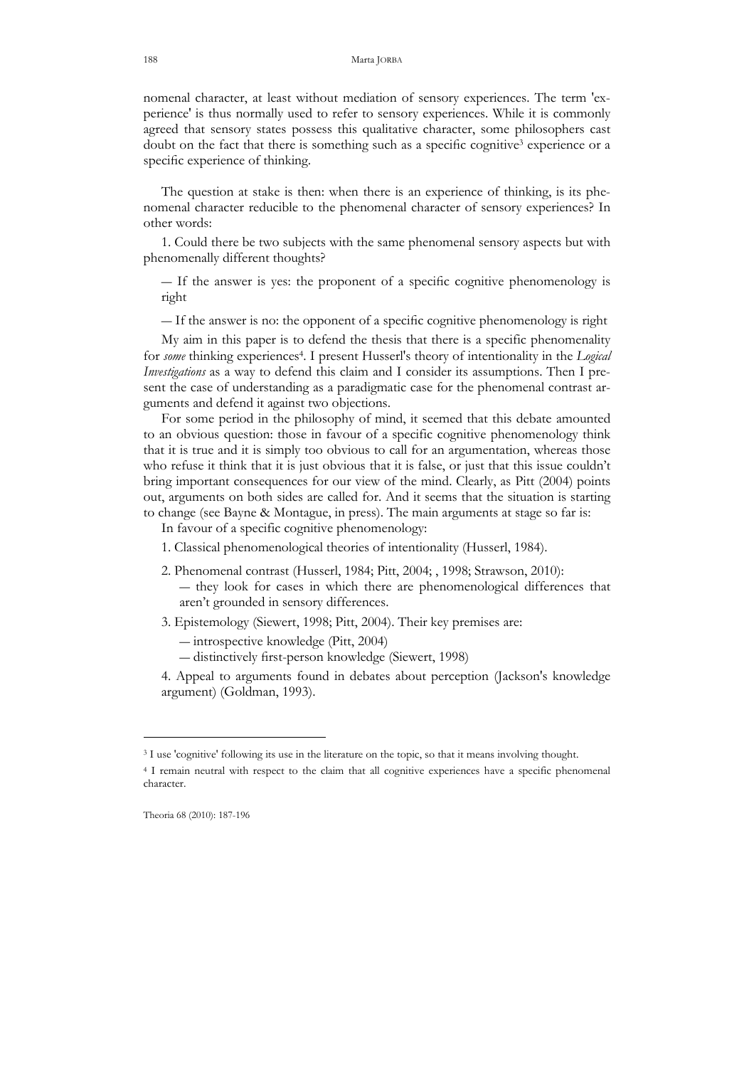nomenal character, at least without mediation of sensory experiences. The term 'experience' is thus normally used to refer to sensory experiences. While it is commonly agreed that sensory states possess this qualitative character, some philosophers cast doubt on the fact that there is something such as a specific cognitive[3] experience or a specific experience of thinking.

The question at stake is then: when there is an experience of thinking, is its phenomenal character reducible to the phenomenal character of sensory experiences? In other words:

1. Could there be two subjects with the same phenomenal sensory aspects but with phenomenally different thoughts?

— If the answer is yes: the proponent of a specific cognitive phenomenology is right

— If the answer is no: the opponent of a specific cognitive phenomenology is right

My aim in this paper is to defend the thesis that there is a specific phenomenality for *some* thinking experiences[4]. I present Husserl's theory of intentionality in the *Logical Investigations* as a way to defend this claim and I consider its assumptions. Then I present the case of understanding as a paradigmatic case for the phenomenal contrast arguments and defend it against two objections.

For some period in the philosophy of mind, it seemed that this debate amounted to an obvious question: those in favour of a specific cognitive phenomenology think that it is true and it is simply too obvious to call for an argumentation, whereas those who refuse it think that it is just obvious that it is false, or just that this issue couldn't bring important consequences for our view of the mind. Clearly, as Pitt (2004) points out, arguments on both sides are called for. And it seems that the situation is starting to change (see Bayne & Montague, in press). The main arguments at stage so far is:

In favour of a specific cognitive phenomenology:

1. Classical phenomenological theories of intentionality (Husserl, 1984).

2. Phenomenal contrast (Husserl, 1984; Pitt, 2004; , 1998; Strawson, 2010):
   — they look for cases in which there are phenomenological differences that aren't grounded in sensory differences.

3. Epistemology (Siewert, 1998; Pitt, 2004). Their key premises are:
   — introspective knowledge (Pitt, 2004)
   — distinctively first-person knowledge (Siewert, 1998)

4. Appeal to arguments found in debates about perception (Jackson's knowledge argument) (Goldman, 1993).

---

[3] I use 'cognitive' following its use in the literature on the topic, so that it means involving thought.

[4] I remain neutral with respect to the claim that all cognitive experiences have a specific phenomenal character.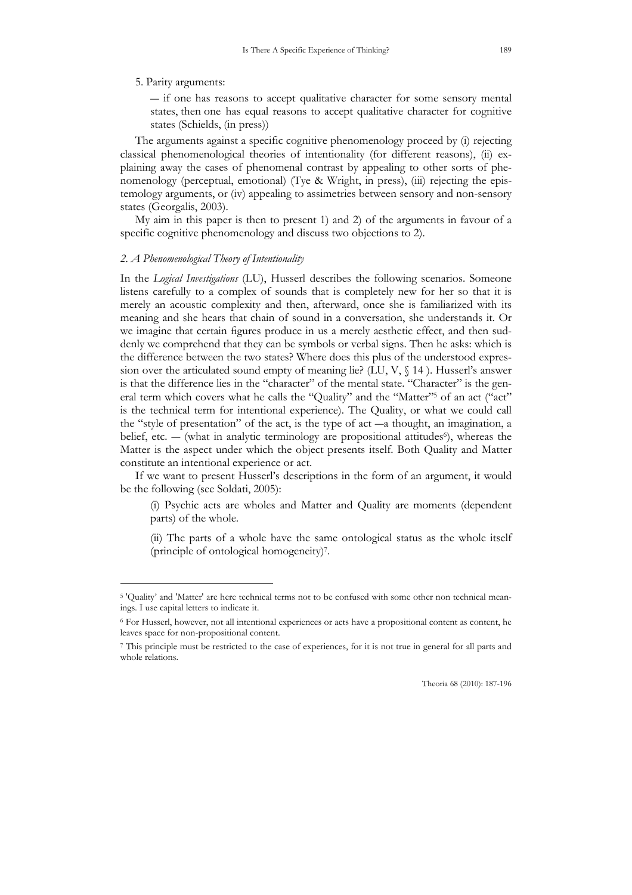5. Parity arguments:

— if one has reasons to accept qualitative character for some sensory mental states, then one has equal reasons to accept qualitative character for cognitive states (Schields, (in press))

The arguments against a specific cognitive phenomenology proceed by (i) rejecting classical phenomenological theories of intentionality (for different reasons), (ii) explaining away the cases of phenomenal contrast by appealing to other sorts of phenomenology (perceptual, emotional) (Tye & Wright, in press), (iii) rejecting the epistemology arguments, or (iv) appealing to assimetries between sensory and non-sensory states (Georgalis, 2003).

My aim in this paper is then to present 1) and 2) of the arguments in favour of a specific cognitive phenomenology and discuss two objections to 2).

### *2. A Phenomenological Theory of Intentionality*

In the *Logical Investigations* (LU), Husserl describes the following scenarios. Someone listens carefully to a complex of sounds that is completely new for her so that it is merely an acoustic complexity and then, afterward, once she is familiarized with its meaning and she hears that chain of sound in a conversation, she understands it. Or we imagine that certain figures produce in us a merely aesthetic effect, and then suddenly we comprehend that they can be symbols or verbal signs. Then he asks: which is the difference between the two states? Where does this plus of the understood expression over the articulated sound empty of meaning lie? (LU, V, § 14 ). Husserl's answer is that the difference lies in the "character" of the mental state. "Character" is the general term which covers what he calls the "Quality" and the "Matter"[5] of an act ("act" is the technical term for intentional experience). The Quality, or what we could call the "style of presentation" of the act, is the type of act —a thought, an imagination, a belief, etc. — (what in analytic terminology are propositional attitudes[6]), whereas the Matter is the aspect under which the object presents itself. Both Quality and Matter constitute an intentional experience or act.

If we want to present Husserl's descriptions in the form of an argument, it would be the following (see Soldati, 2005):

(i) Psychic acts are wholes and Matter and Quality are moments (dependent parts) of the whole.

(ii) The parts of a whole have the same ontological status as the whole itself (principle of ontological homogeneity)[7].

---

[5] 'Quality' and 'Matter' are here technical terms not to be confused with some other non technical meanings. I use capital letters to indicate it.

[6] For Husserl, however, not all intentional experiences or acts have a propositional content as content, he leaves space for non-propositional content.

[7] This principle must be restricted to the case of experiences, for it is not true in general for all parts and whole relations.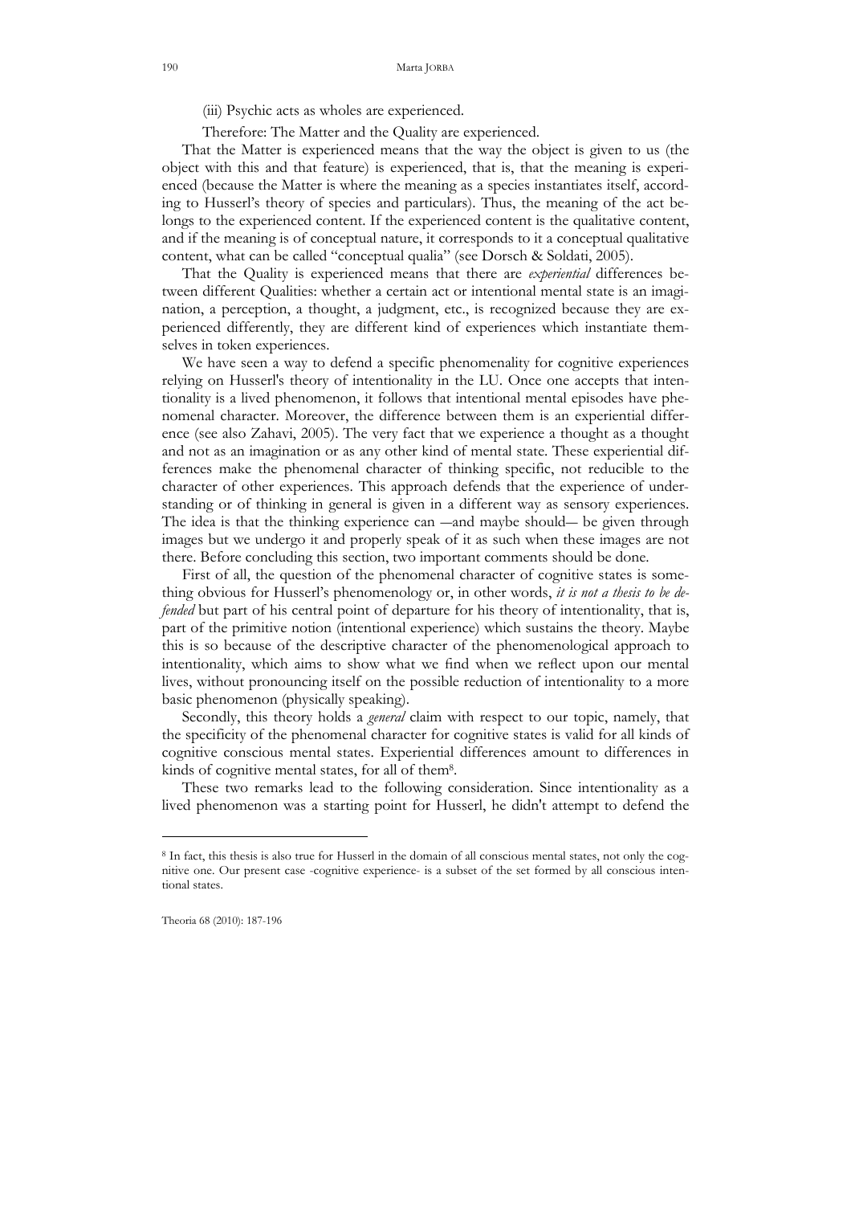(iii) Psychic acts as wholes are experienced.

Therefore: The Matter and the Quality are experienced.

That the Matter is experienced means that the way the object is given to us (the object with this and that feature) is experienced, that is, that the meaning is experienced (because the Matter is where the meaning as a species instantiates itself, according to Husserl's theory of species and particulars). Thus, the meaning of the act belongs to the experienced content. If the experienced content is the qualitative content, and if the meaning is of conceptual nature, it corresponds to it a conceptual qualitative content, what can be called "conceptual qualia" (see Dorsch & Soldati, 2005).

That the Quality is experienced means that there are *experiential* differences between different Qualities: whether a certain act or intentional mental state is an imagination, a perception, a thought, a judgment, etc., is recognized because they are experienced differently, they are different kind of experiences which instantiate themselves in token experiences.

We have seen a way to defend a specific phenomenality for cognitive experiences relying on Husserl's theory of intentionality in the LU. Once one accepts that intentionality is a lived phenomenon, it follows that intentional mental episodes have phenomenal character. Moreover, the difference between them is an experiential difference (see also Zahavi, 2005). The very fact that we experience a thought as a thought and not as an imagination or as any other kind of mental state. These experiential differences make the phenomenal character of thinking specific, not reducible to the character of other experiences. This approach defends that the experience of understanding or of thinking in general is given in a different way as sensory experiences. The idea is that the thinking experience can —and maybe should— be given through images but we undergo it and properly speak of it as such when these images are not there. Before concluding this section, two important comments should be done.

First of all, the question of the phenomenal character of cognitive states is something obvious for Husserl's phenomenology or, in other words, *it is not a thesis to be defended* but part of his central point of departure for his theory of intentionality, that is, part of the primitive notion (intentional experience) which sustains the theory. Maybe this is so because of the descriptive character of the phenomenological approach to intentionality, which aims to show what we find when we reflect upon our mental lives, without pronouncing itself on the possible reduction of intentionality to a more basic phenomenon (physically speaking).

Secondly, this theory holds a *general* claim with respect to our topic, namely, that the specificity of the phenomenal character for cognitive states is valid for all kinds of cognitive conscious mental states. Experiential differences amount to differences in kinds of cognitive mental states, for all of them[8].

These two remarks lead to the following consideration. Since intentionality as a lived phenomenon was a starting point for Husserl, he didn't attempt to defend the

---

[8] In fact, this thesis is also true for Husserl in the domain of all conscious mental states, not only the cognitive one. Our present case -cognitive experience- is a subset of the set formed by all conscious intentional states.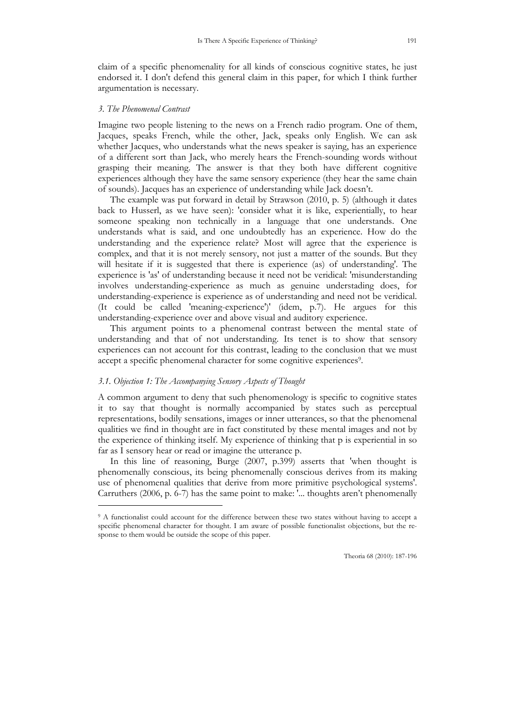claim of a specific phenomenality for all kinds of conscious cognitive states, he just endorsed it. I don't defend this general claim in this paper, for which I think further argumentation is necessary.

### *3. The Phenomenal Contrast*

Imagine two people listening to the news on a French radio program. One of them, Jacques, speaks French, while the other, Jack, speaks only English. We can ask whether Jacques, who understands what the news speaker is saying, has an experience of a different sort than Jack, who merely hears the French-sounding words without grasping their meaning. The answer is that they both have different cognitive experiences although they have the same sensory experience (they hear the same chain of sounds). Jacques has an experience of understanding while Jack doesn't.

The example was put forward in detail by Strawson (2010, p. 5) (although it dates back to Husserl, as we have seen): 'consider what it is like, experientially, to hear someone speaking non technically in a language that one understands. One understands what is said, and one undoubtedly has an experience. How do the understanding and the experience relate? Most will agree that the experience is complex, and that it is not merely sensory, not just a matter of the sounds. But they will hesitate if it is suggested that there is experience (as) of understanding'. The experience is 'as' of understanding because it need not be veridical: 'misunderstanding involves understanding-experience as much as genuine understading does, for understanding-experience is experience as of understanding and need not be veridical. (It could be called 'meaning-experience')' (idem, p.7). He argues for this understanding-experience over and above visual and auditory experience.

This argument points to a phenomenal contrast between the mental state of understanding and that of not understanding. Its tenet is to show that sensory experiences can not account for this contrast, leading to the conclusion that we must accept a specific phenomenal character for some cognitive experiences[9].

### *3.1. Objection 1: The Accompanying Sensory Aspects of Thought*

A common argument to deny that such phenomenology is specific to cognitive states it to say that thought is normally accompanied by states such as perceptual representations, bodily sensations, images or inner utterances, so that the phenomenal qualities we find in thought are in fact constituted by these mental images and not by the experience of thinking itself. My experience of thinking that p is experiential in so far as I sensory hear or read or imagine the utterance p.

In this line of reasoning, Burge (2007, p.399) asserts that 'when thought is phenomenally conscious, its being phenomenally conscious derives from its making use of phenomenal qualities that derive from more primitive psychological systems'. Carruthers (2006, p. 6-7) has the same point to make: '... thoughts aren't phenomenally

---

[9] A functionalist could account for the difference between these two states without having to accept a specific phenomenal character for thought. I am aware of possible functionalist objections, but the response to them would be outside the scope of this paper.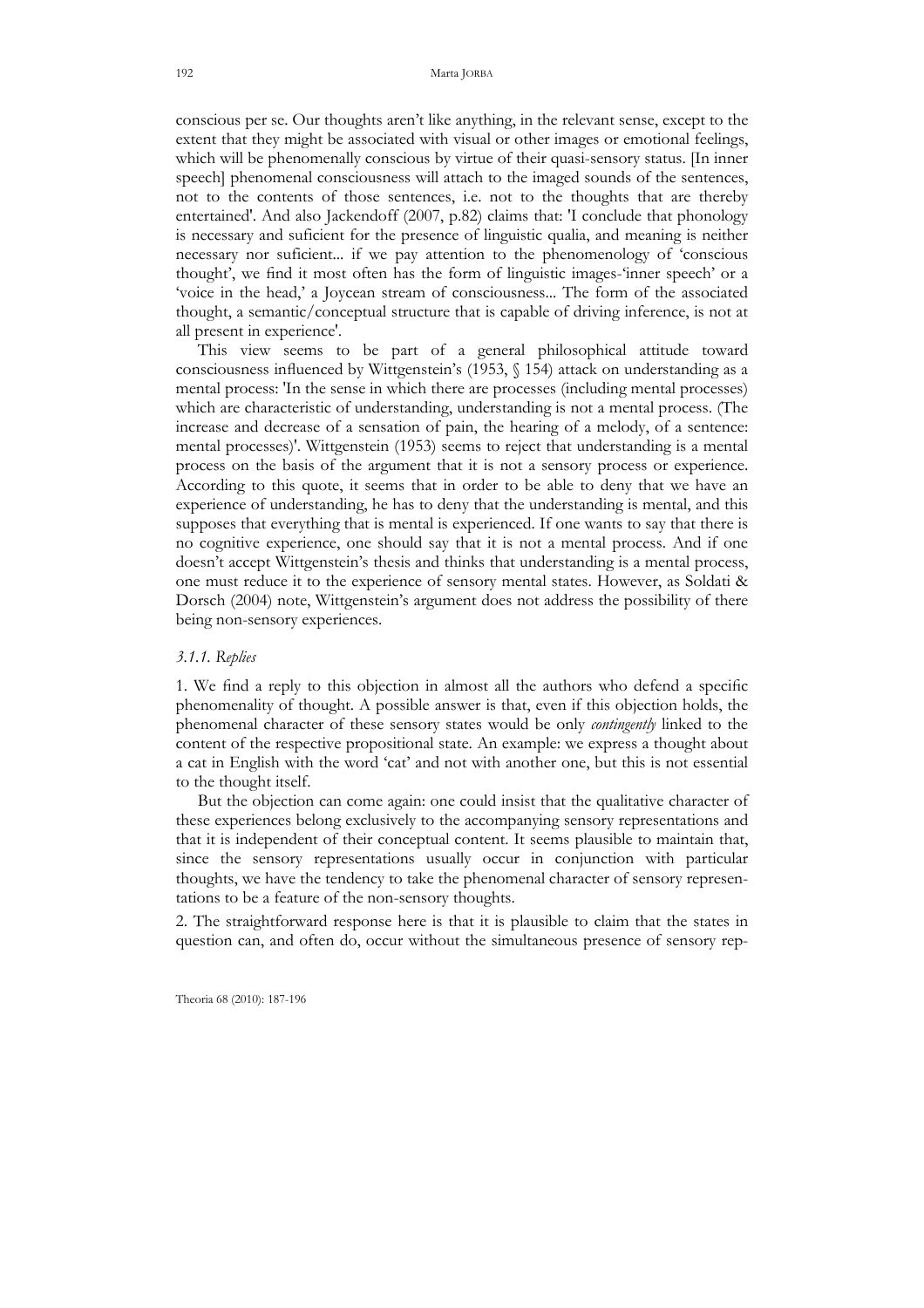conscious per se. Our thoughts aren't like anything, in the relevant sense, except to the extent that they might be associated with visual or other images or emotional feelings, which will be phenomenally conscious by virtue of their quasi-sensory status. [In inner speech] phenomenal consciousness will attach to the imaged sounds of the sentences, not to the contents of those sentences, i.e. not to the thoughts that are thereby entertained'. And also Jackendoff (2007, p.82) claims that: 'I conclude that phonology is necessary and suficient for the presence of linguistic qualia, and meaning is neither necessary nor suficient... if we pay attention to the phenomenology of 'conscious thought', we find it most often has the form of linguistic images-'inner speech' or a 'voice in the head,' a Joycean stream of consciousness... The form of the associated thought, a semantic/conceptual structure that is capable of driving inference, is not at all present in experience'.

This view seems to be part of a general philosophical attitude toward consciousness influenced by Wittgenstein's (1953, § 154) attack on understanding as a mental process: 'In the sense in which there are processes (including mental processes) which are characteristic of understanding, understanding is not a mental process. (The increase and decrease of a sensation of pain, the hearing of a melody, of a sentence: mental processes)'. Wittgenstein (1953) seems to reject that understanding is a mental process on the basis of the argument that it is not a sensory process or experience. According to this quote, it seems that in order to be able to deny that we have an experience of understanding, he has to deny that the understanding is mental, and this supposes that everything that is mental is experienced. If one wants to say that there is no cognitive experience, one should say that it is not a mental process. And if one doesn't accept Wittgenstein's thesis and thinks that understanding is a mental process, one must reduce it to the experience of sensory mental states. However, as Soldati & Dorsch (2004) note, Wittgenstein's argument does not address the possibility of there being non-sensory experiences.

#### *3.1.1. Replies*

1. We find a reply to this objection in almost all the authors who defend a specific phenomenality of thought. A possible answer is that, even if this objection holds, the phenomenal character of these sensory states would be only *contingently* linked to the content of the respective propositional state. An example: we express a thought about a cat in English with the word 'cat' and not with another one, but this is not essential to the thought itself.

But the objection can come again: one could insist that the qualitative character of these experiences belong exclusively to the accompanying sensory representations and that it is independent of their conceptual content. It seems plausible to maintain that, since the sensory representations usually occur in conjunction with particular thoughts, we have the tendency to take the phenomenal character of sensory representations to be a feature of the non-sensory thoughts.

2. The straightforward response here is that it is plausible to claim that the states in question can, and often do, occur without the simultaneous presence of sensory rep-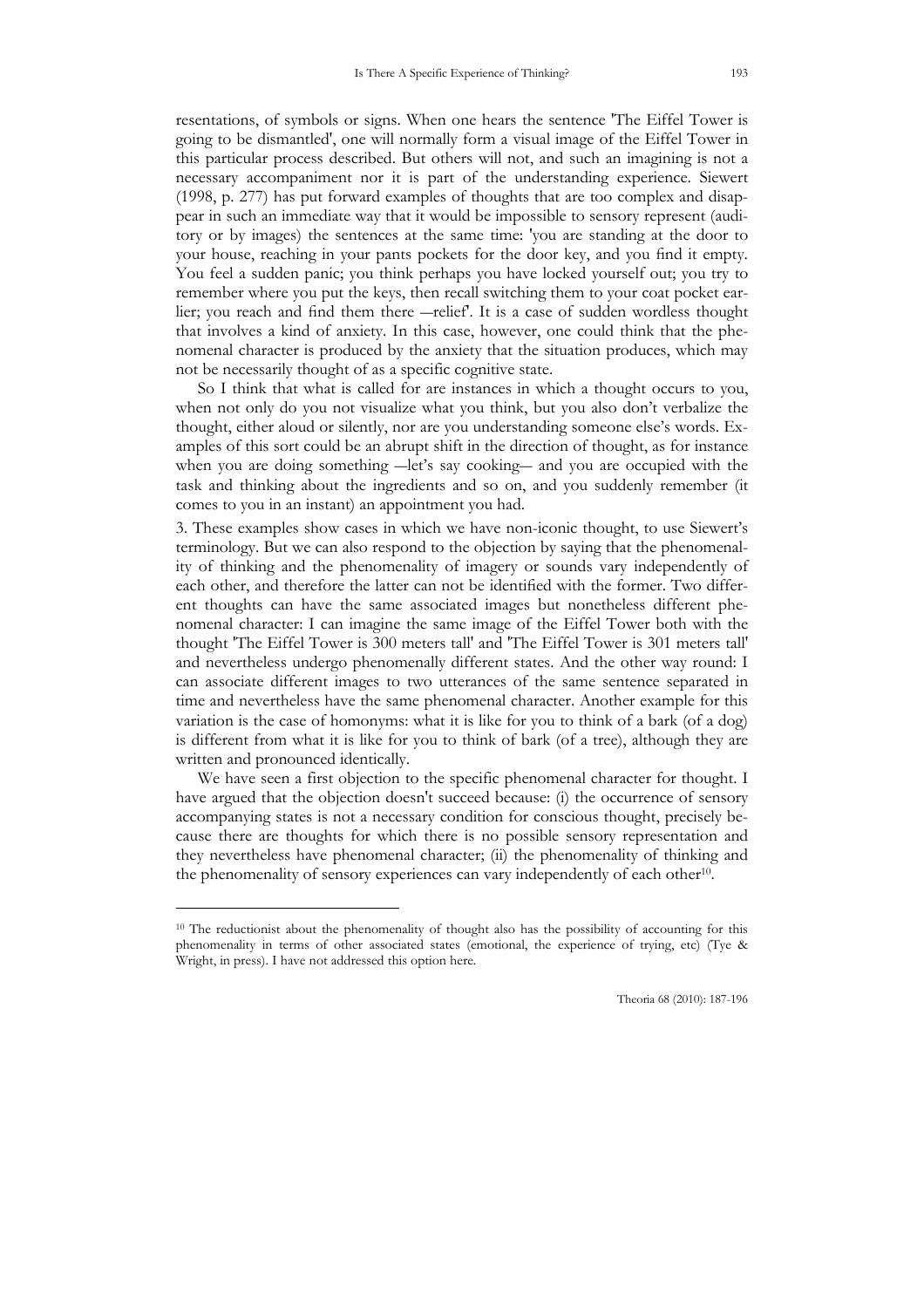resentations, of symbols or signs. When one hears the sentence 'The Eiffel Tower is going to be dismantled', one will normally form a visual image of the Eiffel Tower in this particular process described. But others will not, and such an imagining is not a necessary accompaniment nor it is part of the understanding experience. Siewert (1998, p. 277) has put forward examples of thoughts that are too complex and disappear in such an immediate way that it would be impossible to sensory represent (auditory or by images) the sentences at the same time: 'you are standing at the door to your house, reaching in your pants pockets for the door key, and you find it empty. You feel a sudden panic; you think perhaps you have locked yourself out; you try to remember where you put the keys, then recall switching them to your coat pocket earlier; you reach and find them there —relief'. It is a case of sudden wordless thought that involves a kind of anxiety. In this case, however, one could think that the phenomenal character is produced by the anxiety that the situation produces, which may not be necessarily thought of as a specific cognitive state.

So I think that what is called for are instances in which a thought occurs to you, when not only do you not visualize what you think, but you also don't verbalize the thought, either aloud or silently, nor are you understanding someone else's words. Examples of this sort could be an abrupt shift in the direction of thought, as for instance when you are doing something —let's say cooking— and you are occupied with the task and thinking about the ingredients and so on, and you suddenly remember (it comes to you in an instant) an appointment you had.

3. These examples show cases in which we have non-iconic thought, to use Siewert's terminology. But we can also respond to the objection by saying that the phenomenality of thinking and the phenomenality of imagery or sounds vary independently of each other, and therefore the latter can not be identified with the former. Two different thoughts can have the same associated images but nonetheless different phenomenal character: I can imagine the same image of the Eiffel Tower both with the thought 'The Eiffel Tower is 300 meters tall' and 'The Eiffel Tower is 301 meters tall' and nevertheless undergo phenomenally different states. And the other way round: I can associate different images to two utterances of the same sentence separated in time and nevertheless have the same phenomenal character. Another example for this variation is the case of homonyms: what it is like for you to think of a bark (of a dog) is different from what it is like for you to think of bark (of a tree), although they are written and pronounced identically.

We have seen a first objection to the specific phenomenal character for thought. I have argued that the objection doesn't succeed because: (i) the occurrence of sensory accompanying states is not a necessary condition for conscious thought, precisely because there are thoughts for which there is no possible sensory representation and they nevertheless have phenomenal character; (ii) the phenomenality of thinking and the phenomenality of sensory experiences can vary independently of each other[10].

---

[10] The reductionist about the phenomenality of thought also has the possibility of accounting for this phenomenality in terms of other associated states (emotional, the experience of trying, etc) (Tye & Wright, in press). I have not addressed this option here.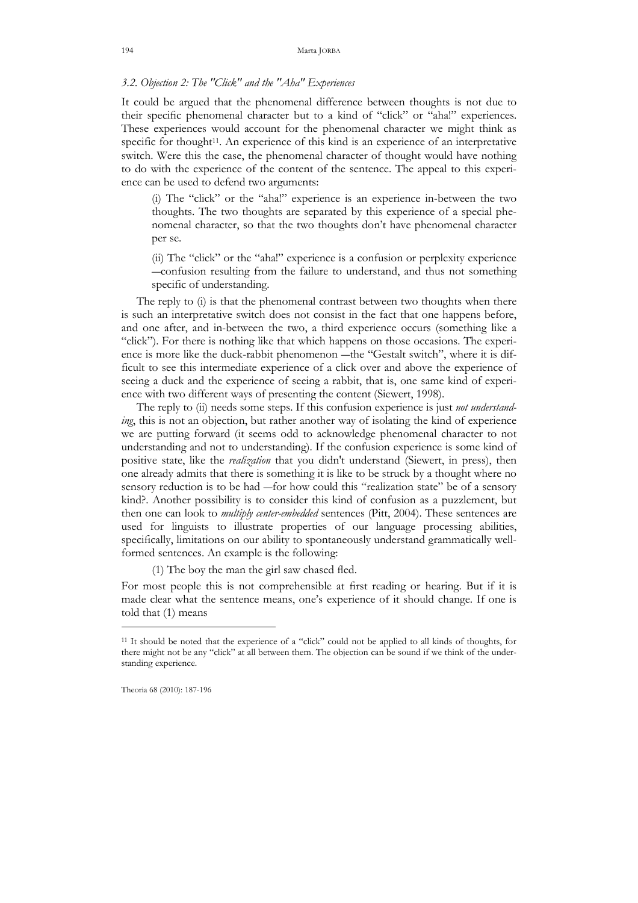### *3.2. Objection 2: The "Click" and the "Aha" Experiences*

It could be argued that the phenomenal difference between thoughts is not due to their specific phenomenal character but to a kind of "click" or "aha!" experiences. These experiences would account for the phenomenal character we might think as specific for thought[11]. An experience of this kind is an experience of an interpretative switch. Were this the case, the phenomenal character of thought would have nothing to do with the experience of the content of the sentence. The appeal to this experience can be used to defend two arguments:

> (i) The "click" or the "aha!" experience is an experience in-between the two thoughts. The two thoughts are separated by this experience of a special phenomenal character, so that the two thoughts don't have phenomenal character per se.
>
> (ii) The "click" or the "aha!" experience is a confusion or perplexity experience —confusion resulting from the failure to understand, and thus not something specific of understanding.

The reply to (i) is that the phenomenal contrast between two thoughts when there is such an interpretative switch does not consist in the fact that one happens before, and one after, and in-between the two, a third experience occurs (something like a "click"). For there is nothing like that which happens on those occasions. The experience is more like the duck-rabbit phenomenon —the "Gestalt switch", where it is difficult to see this intermediate experience of a click over and above the experience of seeing a duck and the experience of seeing a rabbit, that is, one same kind of experience with two different ways of presenting the content (Siewert, 1998).

The reply to (ii) needs some steps. If this confusion experience is just *not understanding*, this is not an objection, but rather another way of isolating the kind of experience we are putting forward (it seems odd to acknowledge phenomenal character to not understanding and not to understanding). If the confusion experience is some kind of positive state, like the *realization* that you didn't understand (Siewert, in press), then one already admits that there is something it is like to be struck by a thought where no sensory reduction is to be had —for how could this "realization state" be of a sensory kind?. Another possibility is to consider this kind of confusion as a puzzlement, but then one can look to *multiply center-embedded* sentences (Pitt, 2004). These sentences are used for linguists to illustrate properties of our language processing abilities, specifically, limitations on our ability to spontaneously understand grammatically well-formed sentences. An example is the following:

> (1) The boy the man the girl saw chased fled.

For most people this is not comprehensible at first reading or hearing. But if it is made clear what the sentence means, one's experience of it should change. If one is told that (1) means

---

[11] It should be noted that the experience of a "click" could not be applied to all kinds of thoughts, for there might not be any "click" at all between them. The objection can be sound if we think of the understanding experience.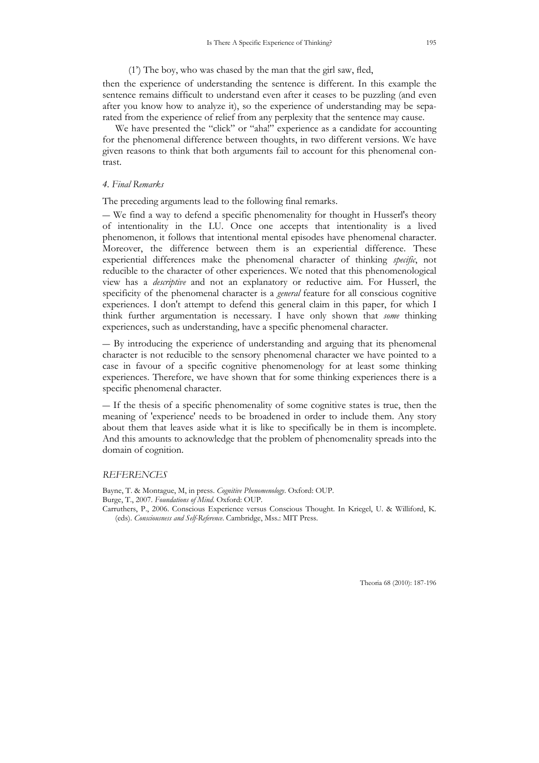(1') The boy, who was chased by the man that the girl saw, fled,

then the experience of understanding the sentence is different. In this example the sentence remains difficult to understand even after it ceases to be puzzling (and even after you know how to analyze it), so the experience of understanding may be separated from the experience of relief from any perplexity that the sentence may cause.

We have presented the "click" or "aha!" experience as a candidate for accounting for the phenomenal difference between thoughts, in two different versions. We have given reasons to think that both arguments fail to account for this phenomenal contrast.

### *4. Final Remarks*

The preceding arguments lead to the following final remarks.

— We find a way to defend a specific phenomenality for thought in Husserl's theory of intentionality in the LU. Once one accepts that intentionality is a lived phenomenon, it follows that intentional mental episodes have phenomenal character. Moreover, the difference between them is an experiential difference. These experiential differences make the phenomenal character of thinking *specific*, not reducible to the character of other experiences. We noted that this phenomenological view has a *descriptive* and not an explanatory or reductive aim. For Husserl, the specificity of the phenomenal character is a *general* feature for all conscious cognitive experiences. I don't attempt to defend this general claim in this paper, for which I think further argumentation is necessary. I have only shown that *some* thinking experiences, such as understanding, have a specific phenomenal character.

— By introducing the experience of understanding and arguing that its phenomenal character is not reducible to the sensory phenomenal character we have pointed to a case in favour of a specific cognitive phenomenology for at least some thinking experiences. Therefore, we have shown that for some thinking experiences there is a specific phenomenal character.

— If the thesis of a specific phenomenality of some cognitive states is true, then the meaning of 'experience' needs to be broadened in order to include them. Any story about them that leaves aside what it is like to specifically be in them is incomplete. And this amounts to acknowledge that the problem of phenomenality spreads into the domain of cognition.

### *REFERENCES*

Bayne, T. & Montague, M, in press. *Cognitive Phenomenology*. Oxford: OUP.

Burge, T., 2007. *Foundations of Mind*. Oxford: OUP.

Carruthers, P., 2006. Conscious Experience versus Conscious Thought. In Kriegel, U. & Williford, K. (eds). *Consciousness and Self-Reference*. Cambridge, Mss.: MIT Press.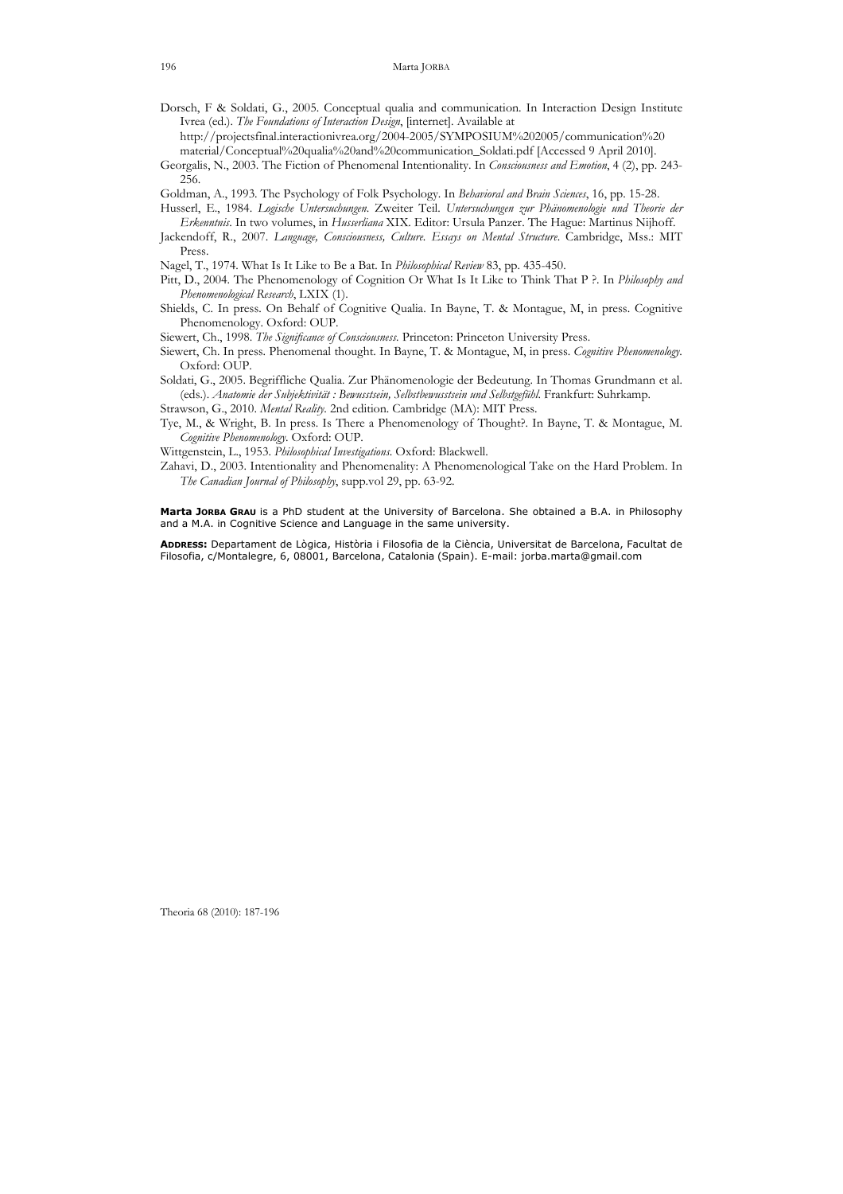Dorsch, F & Soldati, G., 2005. Conceptual qualia and communication. In Interaction Design Institute Ivrea (ed.). *The Foundations of Interaction Design*, [internet]. Available at http://projectsfinal.interactionivrea.org/2004-2005/SYMPOSIUM%202005/communication%20 material/Conceptual%20qualia%20and%20communication_Soldati.pdf [Accessed 9 April 2010].

Georgalis, N., 2003. The Fiction of Phenomenal Intentionality. In *Consciousness and Emotion*, 4 (2), pp. 243-256.

Goldman, A., 1993. The Psychology of Folk Psychology. In *Behavioral and Brain Sciences*, 16, pp. 15-28.

Husserl, E., 1984. *Logische Untersuchungen*. Zweiter Teil. *Untersuchungen zur Phänomenologie und Theorie der Erkenntnis*. In two volumes, in *Husserliana* XIX. Editor: Ursula Panzer. The Hague: Martinus Nijhoff.

Jackendoff, R., 2007. *Language, Consciousness, Culture. Essays on Mental Structure*. Cambridge, Mss.: MIT Press.

Nagel, T., 1974. What Is It Like to Be a Bat. In *Philosophical Review* 83, pp. 435-450.

Pitt, D., 2004. The Phenomenology of Cognition Or What Is It Like to Think That P ?. In *Philosophy and Phenomenological Research*, LXIX (1).

Shields, C. In press. On Behalf of Cognitive Qualia. In Bayne, T. & Montague, M, in press. Cognitive Phenomenology. Oxford: OUP.

Siewert, Ch., 1998. *The Significance of Consciousness*. Princeton: Princeton University Press.

Siewert, Ch. In press. Phenomenal thought. In Bayne, T. & Montague, M, in press. *Cognitive Phenomenology*. Oxford: OUP.

Soldati, G., 2005. Begriffliche Qualia. Zur Phänomenologie der Bedeutung. In Thomas Grundmann et al. (eds.). *Anatomie der Subjektivität : Bewusstsein, Selbstbewusstsein und Selbstgefühl*. Frankfurt: Suhrkamp.

Strawson, G., 2010. *Mental Reality*. 2nd edition. Cambridge (MA): MIT Press.

Tye, M., & Wright, B. In press. Is There a Phenomenology of Thought?. In Bayne, T. & Montague, M. *Cognitive Phenomenology*. Oxford: OUP.

Wittgenstein, L., 1953. *Philosophical Investigations*. Oxford: Blackwell.

Zahavi, D., 2003. Intentionality and Phenomenality: A Phenomenological Take on the Hard Problem. In *The Canadian Journal of Philosophy*, supp.vol 29, pp. 63-92.

**Marta Jorba Grau** is a PhD student at the University of Barcelona. She obtained a B.A. in Philosophy and a M.A. in Cognitive Science and Language in the same university.

**Address:** Departament de Lògica, Història i Filosofia de la Ciència, Universitat de Barcelona, Facultat de Filosofia, c/Montalegre, 6, 08001, Barcelona, Catalonia (Spain). E-mail: jorba.marta@gmail.com